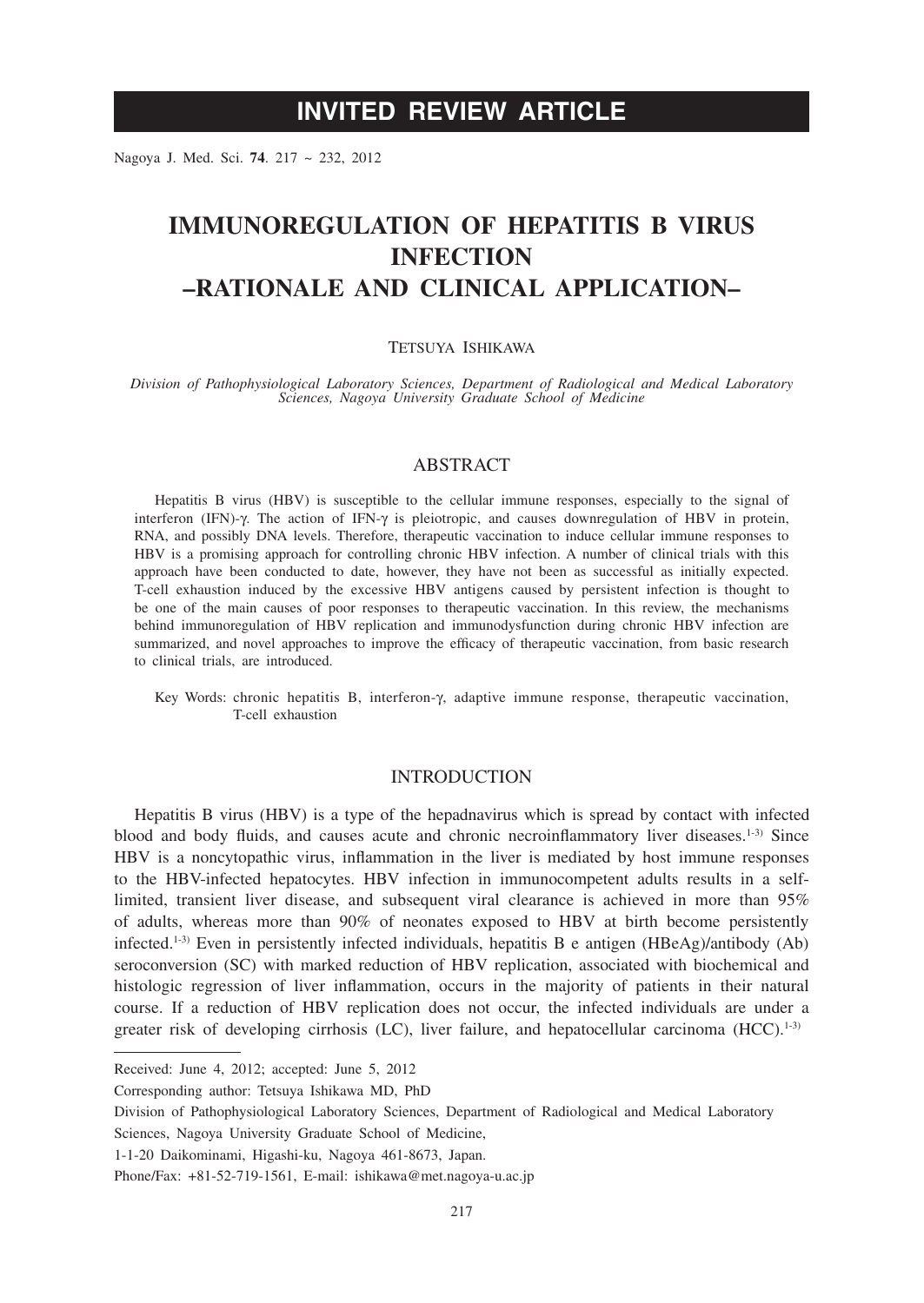# INVITED REVIEW ARTICLE

# IMMUNOREGULATION OF HEPATITIS B VIRUS INFECTION –RATIONALE AND CLINICAL APPLICATION–

TETSUYA ISHIKAWA

*Division of Pathophysiological Laboratory Sciences, Department of Radiological and Medical Laboratory Sciences, Nagoya University Graduate School of Medicine*

## ABSTRACT

Hepatitis B virus (HBV) is susceptible to the cellular immune responses, especially to the signal of interferon (IFN)-γ. The action of IFN-γ is pleiotropic, and causes downregulation of HBV in protein, RNA, and possibly DNA levels. Therefore, therapeutic vaccination to induce cellular immune responses to HBV is a promising approach for controlling chronic HBV infection. A number of clinical trials with this approach have been conducted to date, however, they have not been as successful as initially expected. T-cell exhaustion induced by the excessive HBV antigens caused by persistent infection is thought to be one of the main causes of poor responses to therapeutic vaccination. In this review, the mechanisms behind immunoregulation of HBV replication and immunodysfunction during chronic HBV infection are summarized, and novel approaches to improve the efficacy of therapeutic vaccination, from basic research to clinical trials, are introduced.

Key Words: chronic hepatitis B, interferon-γ, adaptive immune response, therapeutic vaccination, T-cell exhaustion

## INTRODUCTION

Hepatitis B virus (HBV) is a type of the hepadnavirus which is spread by contact with infected blood and body fluids, and causes acute and chronic necroinflammatory liver diseases.[1-3] Since HBV is a noncytopathic virus, inflammation in the liver is mediated by host immune responses to the HBV-infected hepatocytes. HBV infection in immunocompetent adults results in a self-limited, transient liver disease, and subsequent viral clearance is achieved in more than 95% of adults, whereas more than 90% of neonates exposed to HBV at birth become persistently infected.[1-3] Even in persistently infected individuals, hepatitis B e antigen (HBeAg)/antibody (Ab) seroconversion (SC) with marked reduction of HBV replication, associated with biochemical and histologic regression of liver inflammation, occurs in the majority of patients in their natural course. If a reduction of HBV replication does not occur, the infected individuals are under a greater risk of developing cirrhosis (LC), liver failure, and hepatocellular carcinoma (HCC).[1-3]

---

Received: June 4, 2012; accepted: June 5, 2012

Corresponding author: Tetsuya Ishikawa MD, PhD

Division of Pathophysiological Laboratory Sciences, Department of Radiological and Medical Laboratory Sciences, Nagoya University Graduate School of Medicine,

1-1-20 Daikominami, Higashi-ku, Nagoya 461-8673, Japan.

Phone/Fax: +81-52-719-1561, E-mail: ishikawa@met.nagoya-u.ac.jp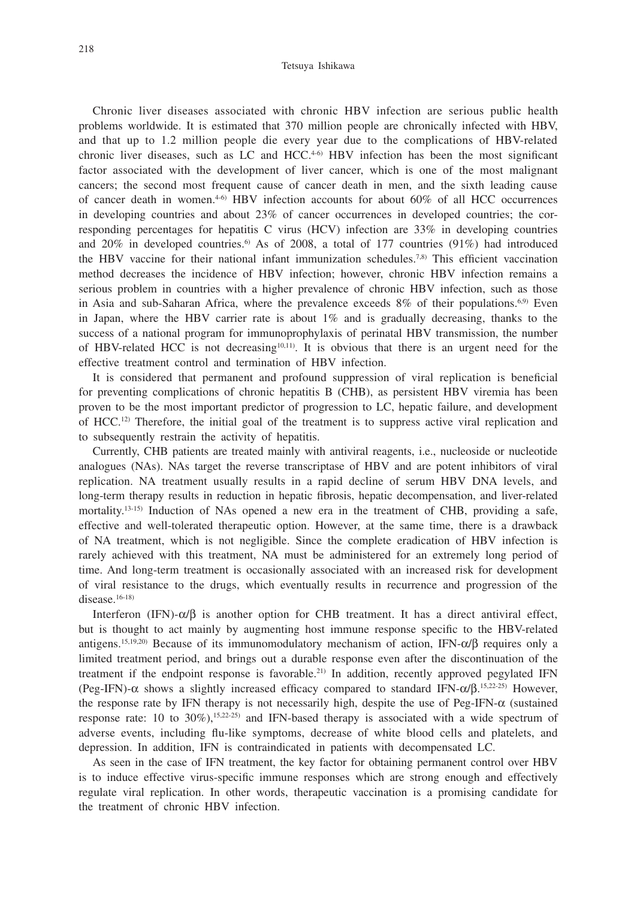Chronic liver diseases associated with chronic HBV infection are serious public health problems worldwide. It is estimated that 370 million people are chronically infected with HBV, and that up to 1.2 million people die every year due to the complications of HBV-related chronic liver diseases, such as LC and HCC.[4-6] HBV infection has been the most significant factor associated with the development of liver cancer, which is one of the most malignant cancers; the second most frequent cause of cancer death in men, and the sixth leading cause of cancer death in women.[4-6] HBV infection accounts for about 60% of all HCC occurrences in developing countries and about 23% of cancer occurrences in developed countries; the corresponding percentages for hepatitis C virus (HCV) infection are 33% in developing countries and 20% in developed countries.[6] As of 2008, a total of 177 countries (91%) had introduced the HBV vaccine for their national infant immunization schedules.[7,8] This efficient vaccination method decreases the incidence of HBV infection; however, chronic HBV infection remains a serious problem in countries with a higher prevalence of chronic HBV infection, such as those in Asia and sub-Saharan Africa, where the prevalence exceeds 8% of their populations.[6,9] Even in Japan, where the HBV carrier rate is about 1% and is gradually decreasing, thanks to the success of a national program for immunoprophylaxis of perinatal HBV transmission, the number of HBV-related HCC is not decreasing[10,11]. It is obvious that there is an urgent need for the effective treatment control and termination of HBV infection.

It is considered that permanent and profound suppression of viral replication is beneficial for preventing complications of chronic hepatitis B (CHB), as persistent HBV viremia has been proven to be the most important predictor of progression to LC, hepatic failure, and development of HCC.[12] Therefore, the initial goal of the treatment is to suppress active viral replication and to subsequently restrain the activity of hepatitis.

Currently, CHB patients are treated mainly with antiviral reagents, i.e., nucleoside or nucleotide analogues (NAs). NAs target the reverse transcriptase of HBV and are potent inhibitors of viral replication. NA treatment usually results in a rapid decline of serum HBV DNA levels, and long-term therapy results in reduction in hepatic fibrosis, hepatic decompensation, and liver-related mortality.[13-15] Induction of NAs opened a new era in the treatment of CHB, providing a safe, effective and well-tolerated therapeutic option. However, at the same time, there is a drawback of NA treatment, which is not negligible. Since the complete eradication of HBV infection is rarely achieved with this treatment, NA must be administered for an extremely long period of time. And long-term treatment is occasionally associated with an increased risk for development of viral resistance to the drugs, which eventually results in recurrence and progression of the disease.[16-18]

Interferon (IFN)-$\alpha/\beta$ is another option for CHB treatment. It has a direct antiviral effect, but is thought to act mainly by augmenting host immune response specific to the HBV-related antigens.[15,19,20] Because of its immunomodulatory mechanism of action, IFN-$\alpha/\beta$ requires only a limited treatment period, and brings out a durable response even after the discontinuation of the treatment if the endpoint response is favorable.[21] In addition, recently approved pegylated IFN (Peg-IFN)-$\alpha$ shows a slightly increased efficacy compared to standard IFN-$\alpha/\beta$.[15,22-25] However, the response rate by IFN therapy is not necessarily high, despite the use of Peg-IFN-$\alpha$ (sustained response rate: 10 to 30%),[15,22-25] and IFN-based therapy is associated with a wide spectrum of adverse events, including flu-like symptoms, decrease of white blood cells and platelets, and depression. In addition, IFN is contraindicated in patients with decompensated LC.

As seen in the case of IFN treatment, the key factor for obtaining permanent control over HBV is to induce effective virus-specific immune responses which are strong enough and effectively regulate viral replication. In other words, therapeutic vaccination is a promising candidate for the treatment of chronic HBV infection.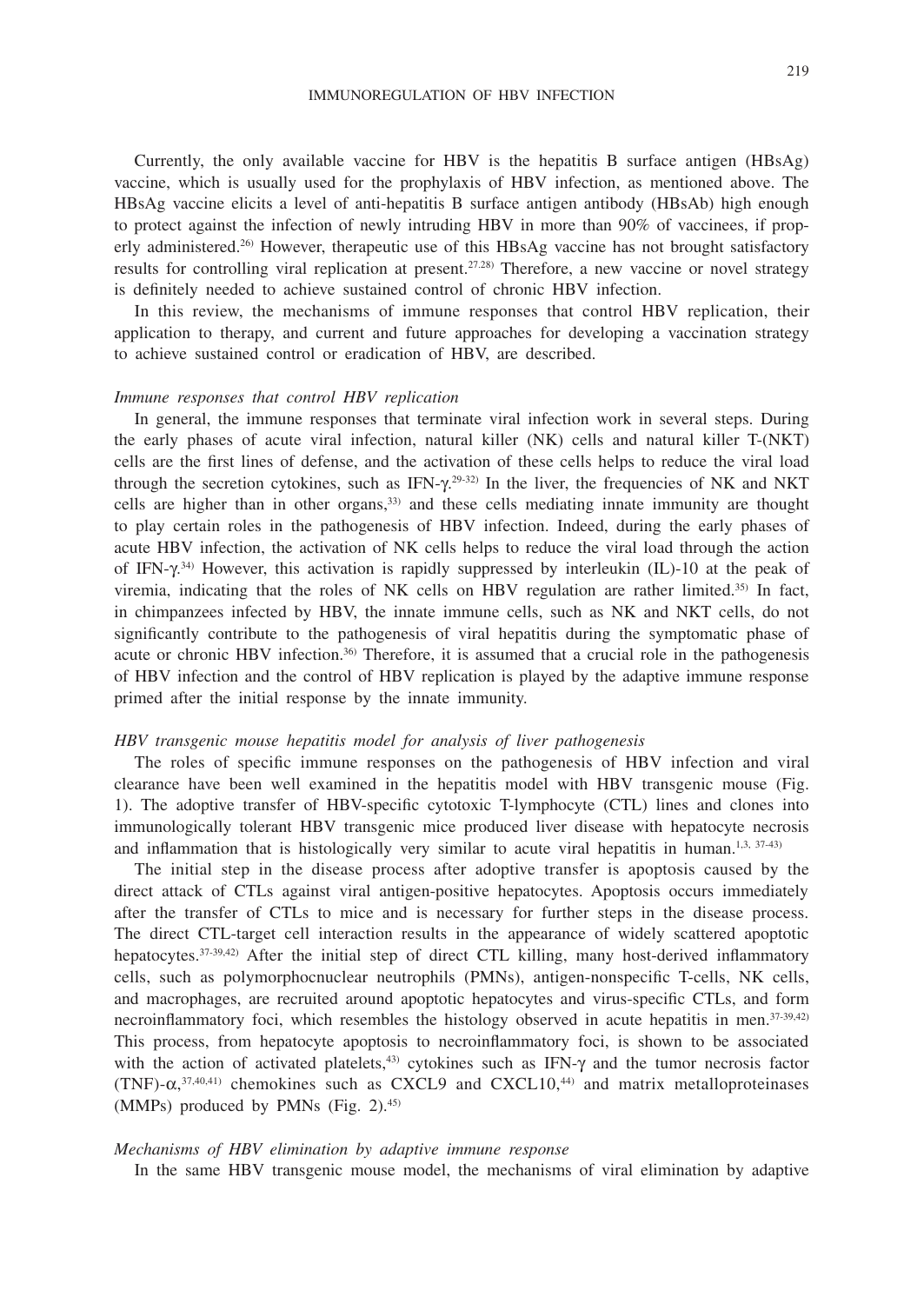Currently, the only available vaccine for HBV is the hepatitis B surface antigen (HBsAg) vaccine, which is usually used for the prophylaxis of HBV infection, as mentioned above. The HBsAg vaccine elicits a level of anti-hepatitis B surface antigen antibody (HBsAb) high enough to protect against the infection of newly intruding HBV in more than 90% of vaccinees, if properly administered.[26] However, therapeutic use of this HBsAg vaccine has not brought satisfactory results for controlling viral replication at present.[27,28] Therefore, a new vaccine or novel strategy is definitely needed to achieve sustained control of chronic HBV infection.

In this review, the mechanisms of immune responses that control HBV replication, their application to therapy, and current and future approaches for developing a vaccination strategy to achieve sustained control or eradication of HBV, are described.

### *Immune responses that control HBV replication*

In general, the immune responses that terminate viral infection work in several steps. During the early phases of acute viral infection, natural killer (NK) cells and natural killer T-(NKT) cells are the first lines of defense, and the activation of these cells helps to reduce the viral load through the secretion cytokines, such as IFN-$\gamma$.[29-32] In the liver, the frequencies of NK and NKT cells are higher than in other organs,[33] and these cells mediating innate immunity are thought to play certain roles in the pathogenesis of HBV infection. Indeed, during the early phases of acute HBV infection, the activation of NK cells helps to reduce the viral load through the action of IFN-$\gamma$.[34] However, this activation is rapidly suppressed by interleukin (IL)-10 at the peak of viremia, indicating that the roles of NK cells on HBV regulation are rather limited.[35] In fact, in chimpanzees infected by HBV, the innate immune cells, such as NK and NKT cells, do not significantly contribute to the pathogenesis of viral hepatitis during the symptomatic phase of acute or chronic HBV infection.[36] Therefore, it is assumed that a crucial role in the pathogenesis of HBV infection and the control of HBV replication is played by the adaptive immune response primed after the initial response by the innate immunity.

### *HBV transgenic mouse hepatitis model for analysis of liver pathogenesis*

The roles of specific immune responses on the pathogenesis of HBV infection and viral clearance have been well examined in the hepatitis model with HBV transgenic mouse (Fig. 1). The adoptive transfer of HBV-specific cytotoxic T-lymphocyte (CTL) lines and clones into immunologically tolerant HBV transgenic mice produced liver disease with hepatocyte necrosis and inflammation that is histologically very similar to acute viral hepatitis in human.[1,3, 37-43]

The initial step in the disease process after adoptive transfer is apoptosis caused by the direct attack of CTLs against viral antigen-positive hepatocytes. Apoptosis occurs immediately after the transfer of CTLs to mice and is necessary for further steps in the disease process. The direct CTL-target cell interaction results in the appearance of widely scattered apoptotic hepatocytes.[37-39,42] After the initial step of direct CTL killing, many host-derived inflammatory cells, such as polymorphocnuclear neutrophils (PMNs), antigen-nonspecific T-cells, NK cells, and macrophages, are recruited around apoptotic hepatocytes and virus-specific CTLs, and form necroinflammatory foci, which resembles the histology observed in acute hepatitis in men.[37-39,42] This process, from hepatocyte apoptosis to necroinflammatory foci, is shown to be associated with the action of activated platelets,[43] cytokines such as IFN-$\gamma$ and the tumor necrosis factor (TNF)-$\alpha$,[37,40,41] chemokines such as CXCL9 and CXCL10,[44] and matrix metalloproteinases (MMPs) produced by PMNs (Fig. 2).[45]

### *Mechanisms of HBV elimination by adaptive immune response*

In the same HBV transgenic mouse model, the mechanisms of viral elimination by adaptive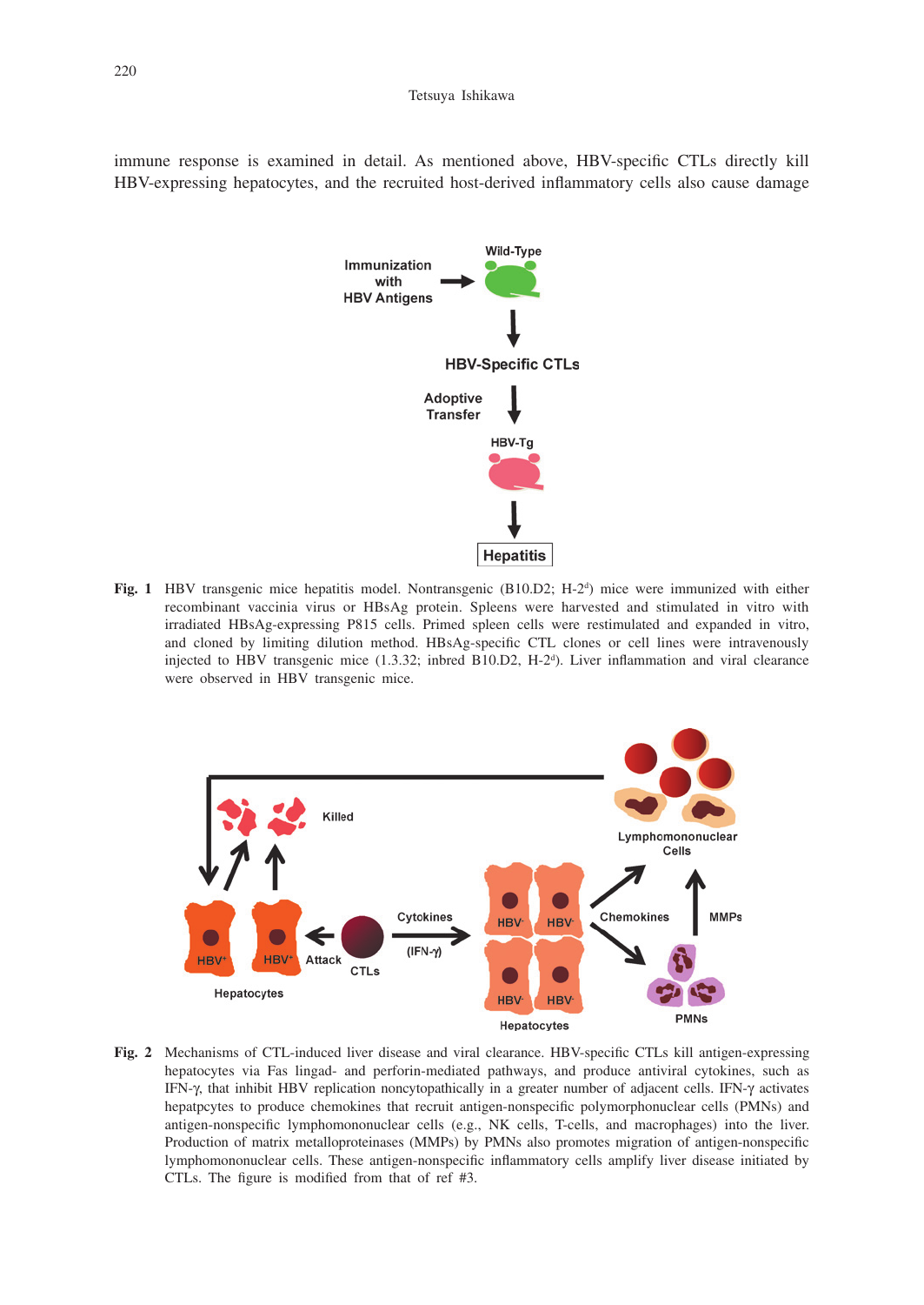immune response is examined in detail. As mentioned above, HBV-specific CTLs directly kill HBV-expressing hepatocytes, and the recruited host-derived inflammatory cells also cause damage

**Fig. 1** HBV transgenic mice hepatitis model. Nontransgenic (B10.D2; H-2[d]) mice were immunized with either recombinant vaccinia virus or HBsAg protein. Spleens were harvested and stimulated in vitro with irradiated HBsAg-expressing P815 cells. Primed spleen cells were restimulated and expanded in vitro, and cloned by limiting dilution method. HBsAg-specific CTL clones or cell lines were intravenously injected to HBV transgenic mice (1.3.32; inbred B10.D2, H-2[d]). Liver inflammation and viral clearance were observed in HBV transgenic mice.

**Fig. 2** Mechanisms of CTL-induced liver disease and viral clearance. HBV-specific CTLs kill antigen-expressing hepatocytes via Fas lingad- and perforin-mediated pathways, and produce antiviral cytokines, such as IFN-γ, that inhibit HBV replication noncytopathically in a greater number of adjacent cells. IFN-γ activates hepatpcytes to produce chemokines that recruit antigen-nonspecific polymorphonuclear cells (PMNs) and antigen-nonspecific lymphomononuclear cells (e.g., NK cells, T-cells, and macrophages) into the liver. Production of matrix metalloproteinases (MMPs) by PMNs also promotes migration of antigen-nonspecific lymphomononuclear cells. These antigen-nonspecific inflammatory cells amplify liver disease initiated by CTLs. The figure is modified from that of ref #3.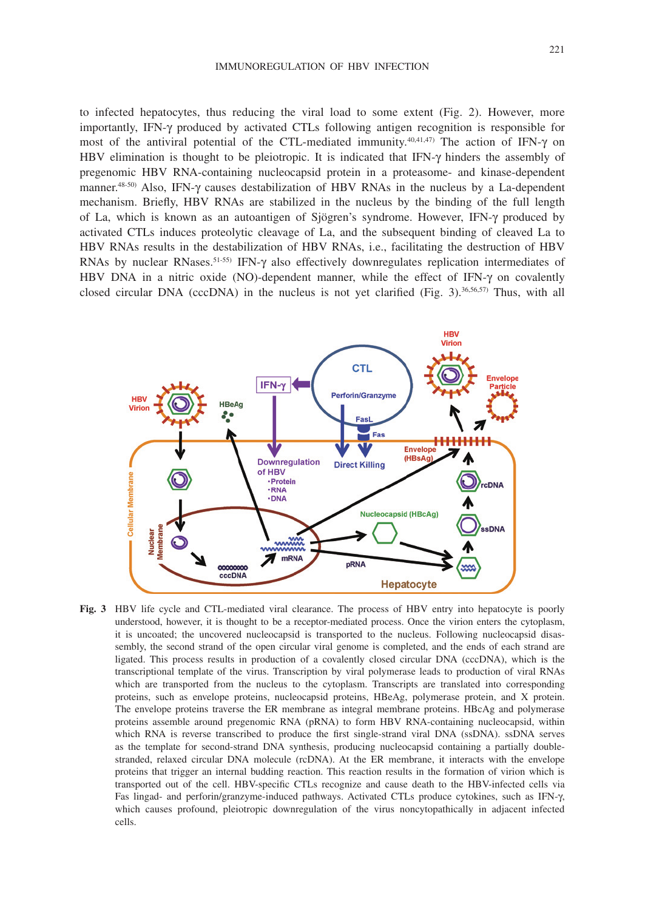to infected hepatocytes, thus reducing the viral load to some extent (Fig. 2). However, more importantly, IFN-γ produced by activated CTLs following antigen recognition is responsible for most of the antiviral potential of the CTL-mediated immunity.[40,41,47] The action of IFN-γ on HBV elimination is thought to be pleiotropic. It is indicated that IFN-γ hinders the assembly of pregenomic HBV RNA-containing nucleocapsid protein in a proteasome- and kinase-dependent manner.[48-50] Also, IFN-γ causes destabilization of HBV RNAs in the nucleus by a La-dependent mechanism. Briefly, HBV RNAs are stabilized in the nucleus by the binding of the full length of La, which is known as an autoantigen of Sjögren's syndrome. However, IFN-γ produced by activated CTLs induces proteolytic cleavage of La, and the subsequent binding of cleaved La to HBV RNAs results in the destabilization of HBV RNAs, i.e., facilitating the destruction of HBV RNAs by nuclear RNases.[51-55] IFN-γ also effectively downregulates replication intermediates of HBV DNA in a nitric oxide (NO)-dependent manner, while the effect of IFN-γ on covalently closed circular DNA (cccDNA) in the nucleus is not yet clarified (Fig. 3).[36,56,57] Thus, with all

**Fig. 3** HBV life cycle and CTL-mediated viral clearance. The process of HBV entry into hepatocyte is poorly understood, however, it is thought to be a receptor-mediated process. Once the virion enters the cytoplasm, it is uncoated; the uncovered nucleocapsid is transported to the nucleus. Following nucleocapsid disassembly, the second strand of the open circular viral genome is completed, and the ends of each strand are ligated. This process results in production of a covalently closed circular DNA (cccDNA), which is the transcriptional template of the virus. Transcription by viral polymerase leads to production of viral RNAs which are transported from the nucleus to the cytoplasm. Transcripts are translated into corresponding proteins, such as envelope proteins, nucleocapsid proteins, HBeAg, polymerase protein, and X protein. The envelope proteins traverse the ER membrane as integral membrane proteins. HBcAg and polymerase proteins assemble around pregenomic RNA (pRNA) to form HBV RNA-containing nucleocapsid, within which RNA is reverse transcribed to produce the first single-stranded viral DNA (ssDNA). ssDNA serves as the template for second-strand DNA synthesis, producing nucleocapsid containing a partially double-stranded, relaxed circular DNA molecule (rcDNA). At the ER membrane, it interacts with the envelope proteins that trigger an internal budding reaction. This reaction results in the formation of virion which is transported out of the cell. HBV-specific CTLs recognize and cause death to the HBV-infected cells via Fas lingad- and perforin/granzyme-induced pathways. Activated CTLs produce cytokines, such as IFN-γ, which causes profound, pleiotropic downregulation of the virus noncytopathically in adjacent infected cells.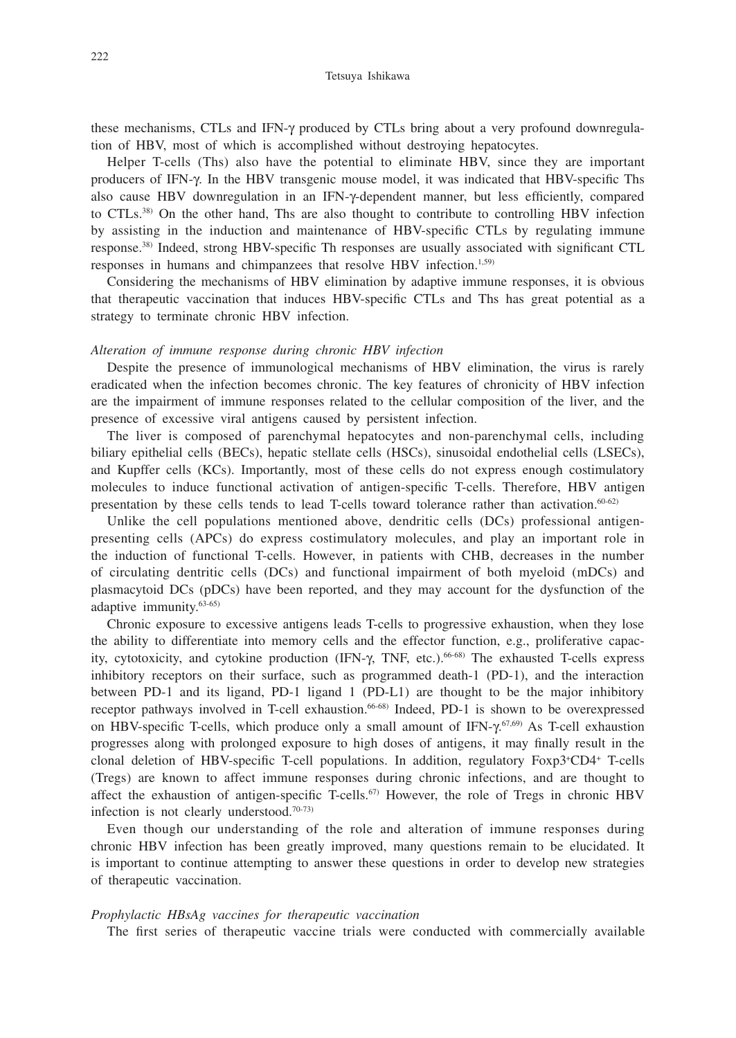these mechanisms, CTLs and IFN-γ produced by CTLs bring about a very profound downregulation of HBV, most of which is accomplished without destroying hepatocytes.

Helper T-cells (Ths) also have the potential to eliminate HBV, since they are important producers of IFN-γ. In the HBV transgenic mouse model, it was indicated that HBV-specific Ths also cause HBV downregulation in an IFN-γ-dependent manner, but less efficiently, compared to CTLs.[38] On the other hand, Ths are also thought to contribute to controlling HBV infection by assisting in the induction and maintenance of HBV-specific CTLs by regulating immune response.[38] Indeed, strong HBV-specific Th responses are usually associated with significant CTL responses in humans and chimpanzees that resolve HBV infection.[1,59]

Considering the mechanisms of HBV elimination by adaptive immune responses, it is obvious that therapeutic vaccination that induces HBV-specific CTLs and Ths has great potential as a strategy to terminate chronic HBV infection.

*Alteration of immune response during chronic HBV infection*

Despite the presence of immunological mechanisms of HBV elimination, the virus is rarely eradicated when the infection becomes chronic. The key features of chronicity of HBV infection are the impairment of immune responses related to the cellular composition of the liver, and the presence of excessive viral antigens caused by persistent infection.

The liver is composed of parenchymal hepatocytes and non-parenchymal cells, including biliary epithelial cells (BECs), hepatic stellate cells (HSCs), sinusoidal endothelial cells (LSECs), and Kupffer cells (KCs). Importantly, most of these cells do not express enough costimulatory molecules to induce functional activation of antigen-specific T-cells. Therefore, HBV antigen presentation by these cells tends to lead T-cells toward tolerance rather than activation.[60-62]

Unlike the cell populations mentioned above, dendritic cells (DCs) professional antigen-presenting cells (APCs) do express costimulatory molecules, and play an important role in the induction of functional T-cells. However, in patients with CHB, decreases in the number of circulating dentritic cells (DCs) and functional impairment of both myeloid (mDCs) and plasmacytoid DCs (pDCs) have been reported, and they may account for the dysfunction of the adaptive immunity.[63-65]

Chronic exposure to excessive antigens leads T-cells to progressive exhaustion, when they lose the ability to differentiate into memory cells and the effector function, e.g., proliferative capacity, cytotoxicity, and cytokine production (IFN-γ, TNF, etc.).[66-68] The exhausted T-cells express inhibitory receptors on their surface, such as programmed death-1 (PD-1), and the interaction between PD-1 and its ligand, PD-1 ligand 1 (PD-L1) are thought to be the major inhibitory receptor pathways involved in T-cell exhaustion.[66-68] Indeed, PD-1 is shown to be overexpressed on HBV-specific T-cells, which produce only a small amount of IFN-γ.[67,69] As T-cell exhaustion progresses along with prolonged exposure to high doses of antigens, it may finally result in the clonal deletion of HBV-specific T-cell populations. In addition, regulatory Foxp3$^{+}$CD4$^{+}$ T-cells (Tregs) are known to affect immune responses during chronic infections, and are thought to affect the exhaustion of antigen-specific T-cells.[67] However, the role of Tregs in chronic HBV infection is not clearly understood.[70-73]

Even though our understanding of the role and alteration of immune responses during chronic HBV infection has been greatly improved, many questions remain to be elucidated. It is important to continue attempting to answer these questions in order to develop new strategies of therapeutic vaccination.

*Prophylactic HBsAg vaccines for therapeutic vaccination*

The first series of therapeutic vaccine trials were conducted with commercially available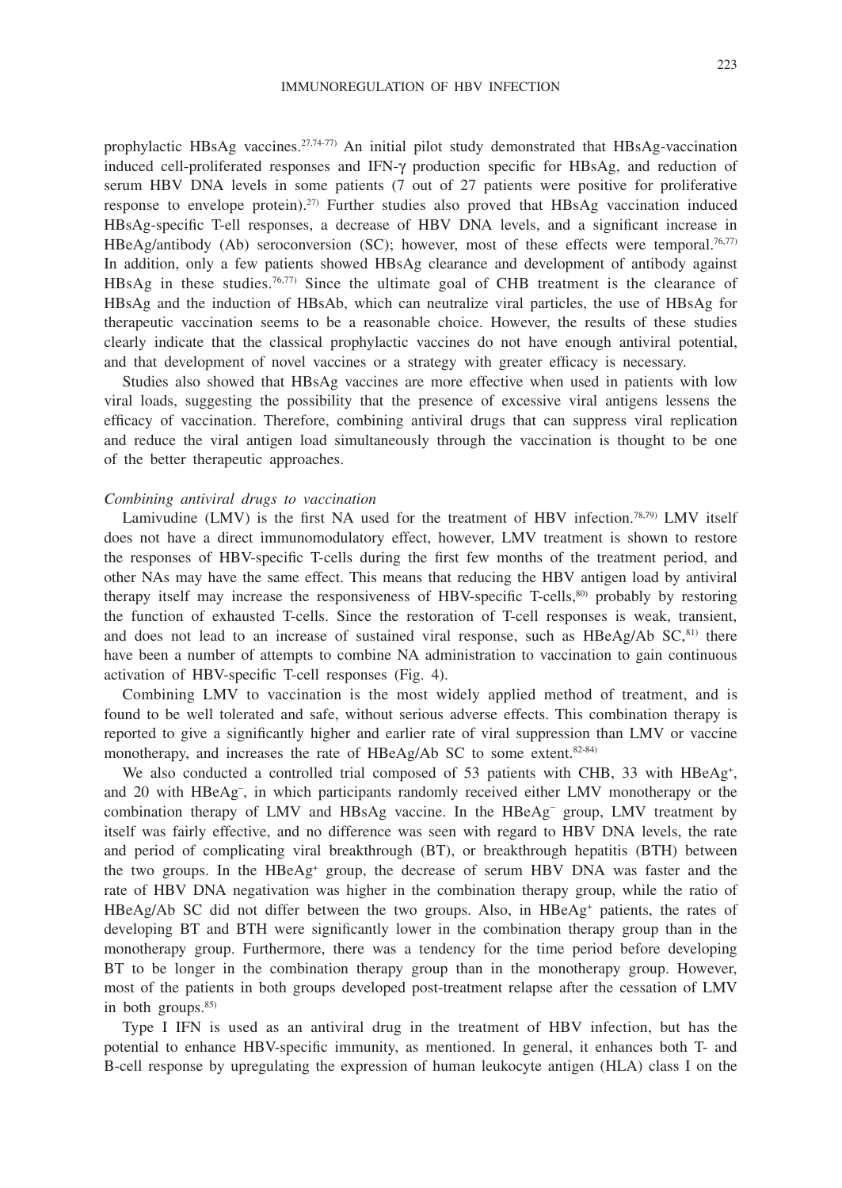prophylactic HBsAg vaccines.[27,74-77] An initial pilot study demonstrated that HBsAg-vaccination induced cell-proliferated responses and IFN-γ production specific for HBsAg, and reduction of serum HBV DNA levels in some patients (7 out of 27 patients were positive for proliferative response to envelope protein).[27] Further studies also proved that HBsAg vaccination induced HBsAg-specific T-ell responses, a decrease of HBV DNA levels, and a significant increase in HBeAg/antibody (Ab) seroconversion (SC); however, most of these effects were temporal.[76,77] In addition, only a few patients showed HBsAg clearance and development of antibody against HBsAg in these studies.[76,77] Since the ultimate goal of CHB treatment is the clearance of HBsAg and the induction of HBsAb, which can neutralize viral particles, the use of HBsAg for therapeutic vaccination seems to be a reasonable choice. However, the results of these studies clearly indicate that the classical prophylactic vaccines do not have enough antiviral potential, and that development of novel vaccines or a strategy with greater efficacy is necessary.

Studies also showed that HBsAg vaccines are more effective when used in patients with low viral loads, suggesting the possibility that the presence of excessive viral antigens lessens the efficacy of vaccination. Therefore, combining antiviral drugs that can suppress viral replication and reduce the viral antigen load simultaneously through the vaccination is thought to be one of the better therapeutic approaches.

*Combining antiviral drugs to vaccination*

Lamivudine (LMV) is the first NA used for the treatment of HBV infection.[78,79] LMV itself does not have a direct immunomodulatory effect, however, LMV treatment is shown to restore the responses of HBV-specific T-cells during the first few months of the treatment period, and other NAs may have the same effect. This means that reducing the HBV antigen load by antiviral therapy itself may increase the responsiveness of HBV-specific T-cells,[80] probably by restoring the function of exhausted T-cells. Since the restoration of T-cell responses is weak, transient, and does not lead to an increase of sustained viral response, such as HBeAg/Ab SC,[81] there have been a number of attempts to combine NA administration to vaccination to gain continuous activation of HBV-specific T-cell responses (Fig. 4).

Combining LMV to vaccination is the most widely applied method of treatment, and is found to be well tolerated and safe, without serious adverse effects. This combination therapy is reported to give a significantly higher and earlier rate of viral suppression than LMV or vaccine monotherapy, and increases the rate of HBeAg/Ab SC to some extent.[82-84]

We also conducted a controlled trial composed of 53 patients with CHB, 33 with HBeAg$^{+}$, and 20 with HBeAg$^{-}$, in which participants randomly received either LMV monotherapy or the combination therapy of LMV and HBsAg vaccine. In the HBeAg$^{-}$ group, LMV treatment by itself was fairly effective, and no difference was seen with regard to HBV DNA levels, the rate and period of complicating viral breakthrough (BT), or breakthrough hepatitis (BTH) between the two groups. In the HBeAg$^{+}$ group, the decrease of serum HBV DNA was faster and the rate of HBV DNA negativation was higher in the combination therapy group, while the ratio of HBeAg/Ab SC did not differ between the two groups. Also, in HBeAg$^{+}$ patients, the rates of developing BT and BTH were significantly lower in the combination therapy group than in the monotherapy group. Furthermore, there was a tendency for the time period before developing BT to be longer in the combination therapy group than in the monotherapy group. However, most of the patients in both groups developed post-treatment relapse after the cessation of LMV in both groups.[85]

Type I IFN is used as an antiviral drug in the treatment of HBV infection, but has the potential to enhance HBV-specific immunity, as mentioned. In general, it enhances both T- and B-cell response by upregulating the expression of human leukocyte antigen (HLA) class I on the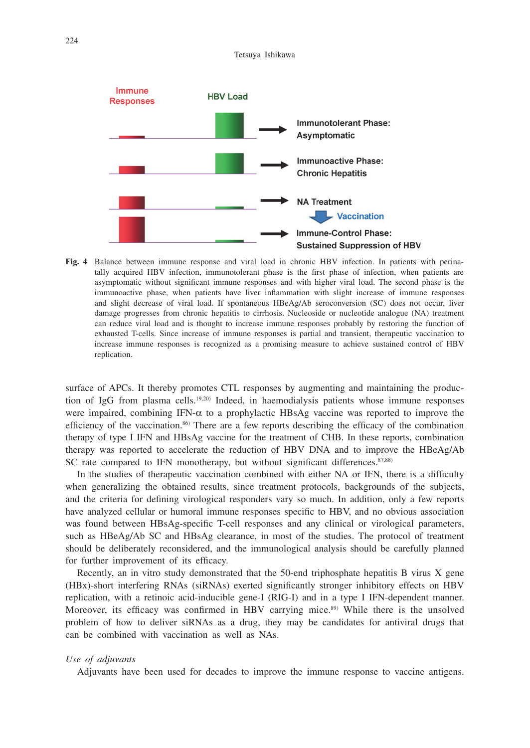**Fig. 4** Balance between immune response and viral load in chronic HBV infection. In patients with perinatally acquired HBV infection, immunotolerant phase is the first phase of infection, when patients are asymptomatic without significant immune responses and with higher viral load. The second phase is the immunoactive phase, when patients have liver inflammation with slight increase of immune responses and slight decrease of viral load. If spontaneous HBeAg/Ab seroconversion (SC) does not occur, liver damage progresses from chronic hepatitis to cirrhosis. Nucleoside or nucleotide analogue (NA) treatment can reduce viral load and is thought to increase immune responses probably by restoring the function of exhausted T-cells. Since increase of immune responses is partial and transient, therapeutic vaccination to increase immune responses is recognized as a promising measure to achieve sustained control of HBV replication.

surface of APCs. It thereby promotes CTL responses by augmenting and maintaining the production of IgG from plasma cells.[19,20] Indeed, in haemodialysis patients whose immune responses were impaired, combining IFN-α to a prophylactic HBsAg vaccine was reported to improve the efficiency of the vaccination.[86] There are a few reports describing the efficacy of the combination therapy of type I IFN and HBsAg vaccine for the treatment of CHB. In these reports, combination therapy was reported to accelerate the reduction of HBV DNA and to improve the HBeAg/Ab SC rate compared to IFN monotherapy, but without significant differences.[87,88]

In the studies of therapeutic vaccination combined with either NA or IFN, there is a difficulty when generalizing the obtained results, since treatment protocols, backgrounds of the subjects, and the criteria for defining virological responders vary so much. In addition, only a few reports have analyzed cellular or humoral immune responses specific to HBV, and no obvious association was found between HBsAg-specific T-cell responses and any clinical or virological parameters, such as HBeAg/Ab SC and HBsAg clearance, in most of the studies. The protocol of treatment should be deliberately reconsidered, and the immunological analysis should be carefully planned for further improvement of its efficacy.

Recently, an in vitro study demonstrated that the 50-end triphosphate hepatitis B virus X gene (HBx)-short interfering RNAs (siRNAs) exerted significantly stronger inhibitory effects on HBV replication, with a retinoic acid-inducible gene-I (RIG-I) and in a type I IFN-dependent manner. Moreover, its efficacy was confirmed in HBV carrying mice.[89] While there is the unsolved problem of how to deliver siRNAs as a drug, they may be candidates for antiviral drugs that can be combined with vaccination as well as NAs.

*Use of adjuvants*

Adjuvants have been used for decades to improve the immune response to vaccine antigens.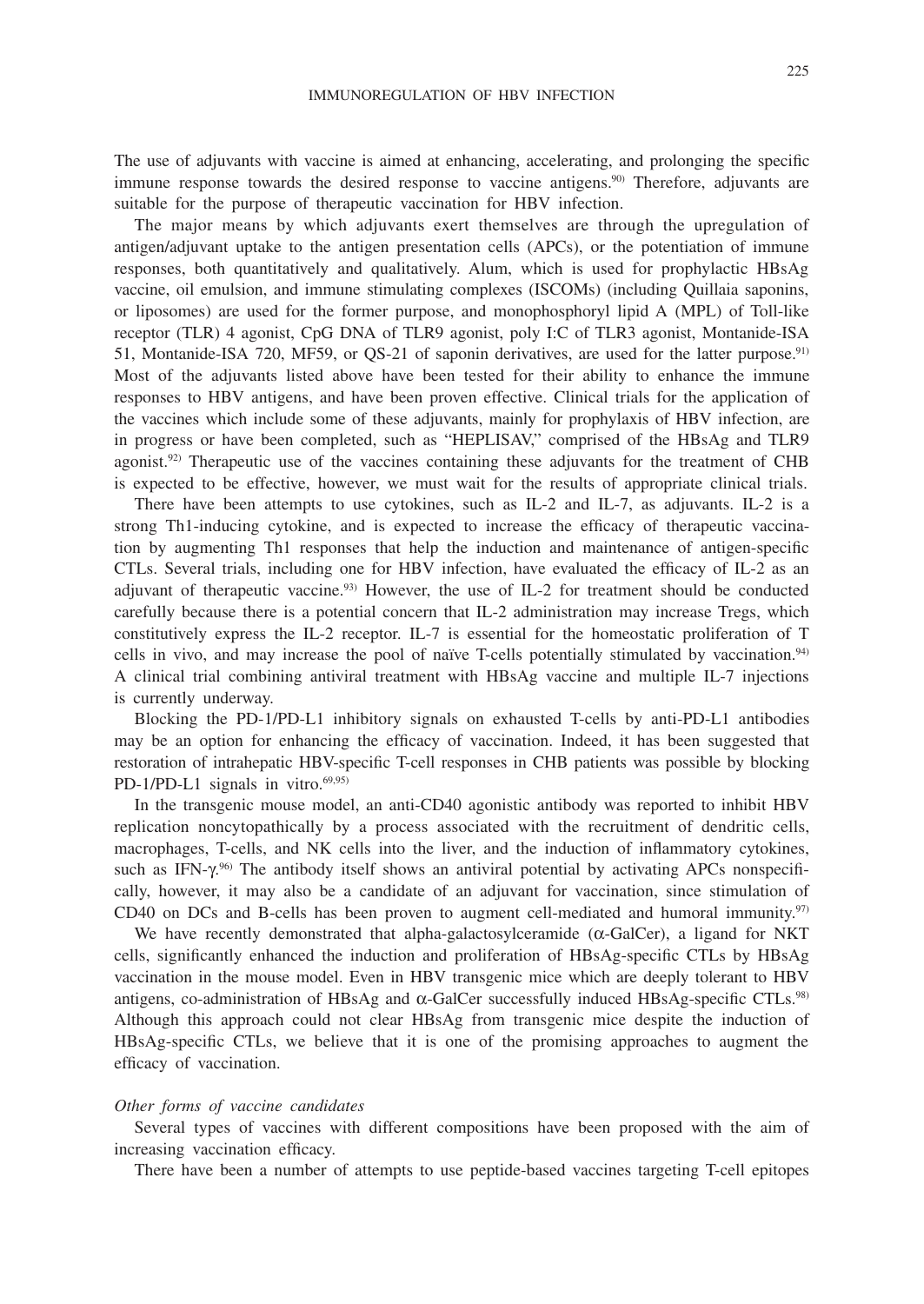The use of adjuvants with vaccine is aimed at enhancing, accelerating, and prolonging the specific immune response towards the desired response to vaccine antigens.[90] Therefore, adjuvants are suitable for the purpose of therapeutic vaccination for HBV infection.

The major means by which adjuvants exert themselves are through the upregulation of antigen/adjuvant uptake to the antigen presentation cells (APCs), or the potentiation of immune responses, both quantitatively and qualitatively. Alum, which is used for prophylactic HBsAg vaccine, oil emulsion, and immune stimulating complexes (ISCOMs) (including Quillaia saponins, or liposomes) are used for the former purpose, and monophosphoryl lipid A (MPL) of Toll-like receptor (TLR) 4 agonist, CpG DNA of TLR9 agonist, poly I:C of TLR3 agonist, Montanide-ISA 51, Montanide-ISA 720, MF59, or QS-21 of saponin derivatives, are used for the latter purpose.[91] Most of the adjuvants listed above have been tested for their ability to enhance the immune responses to HBV antigens, and have been proven effective. Clinical trials for the application of the vaccines which include some of these adjuvants, mainly for prophylaxis of HBV infection, are in progress or have been completed, such as "HEPLISAV," comprised of the HBsAg and TLR9 agonist.[92] Therapeutic use of the vaccines containing these adjuvants for the treatment of CHB is expected to be effective, however, we must wait for the results of appropriate clinical trials.

There have been attempts to use cytokines, such as IL-2 and IL-7, as adjuvants. IL-2 is a strong Th1-inducing cytokine, and is expected to increase the efficacy of therapeutic vaccination by augmenting Th1 responses that help the induction and maintenance of antigen-specific CTLs. Several trials, including one for HBV infection, have evaluated the efficacy of IL-2 as an adjuvant of therapeutic vaccine.[93] However, the use of IL-2 for treatment should be conducted carefully because there is a potential concern that IL-2 administration may increase Tregs, which constitutively express the IL-2 receptor. IL-7 is essential for the homeostatic proliferation of T cells in vivo, and may increase the pool of naïve T-cells potentially stimulated by vaccination.[94] A clinical trial combining antiviral treatment with HBsAg vaccine and multiple IL-7 injections is currently underway.

Blocking the PD-1/PD-L1 inhibitory signals on exhausted T-cells by anti-PD-L1 antibodies may be an option for enhancing the efficacy of vaccination. Indeed, it has been suggested that restoration of intrahepatic HBV-specific T-cell responses in CHB patients was possible by blocking PD-1/PD-L1 signals in vitro.[69,95]

In the transgenic mouse model, an anti-CD40 agonistic antibody was reported to inhibit HBV replication noncytopathically by a process associated with the recruitment of dendritic cells, macrophages, T-cells, and NK cells into the liver, and the induction of inflammatory cytokines, such as IFN-$\gamma$.[96] The antibody itself shows an antiviral potential by activating APCs nonspecifically, however, it may also be a candidate of an adjuvant for vaccination, since stimulation of CD40 on DCs and B-cells has been proven to augment cell-mediated and humoral immunity.[97]

We have recently demonstrated that alpha-galactosylceramide ($\alpha$-GalCer), a ligand for NKT cells, significantly enhanced the induction and proliferation of HBsAg-specific CTLs by HBsAg vaccination in the mouse model. Even in HBV transgenic mice which are deeply tolerant to HBV antigens, co-administration of HBsAg and $\alpha$-GalCer successfully induced HBsAg-specific CTLs.[98] Although this approach could not clear HBsAg from transgenic mice despite the induction of HBsAg-specific CTLs, we believe that it is one of the promising approaches to augment the efficacy of vaccination.

*Other forms of vaccine candidates*

Several types of vaccines with different compositions have been proposed with the aim of increasing vaccination efficacy.

There have been a number of attempts to use peptide-based vaccines targeting T-cell epitopes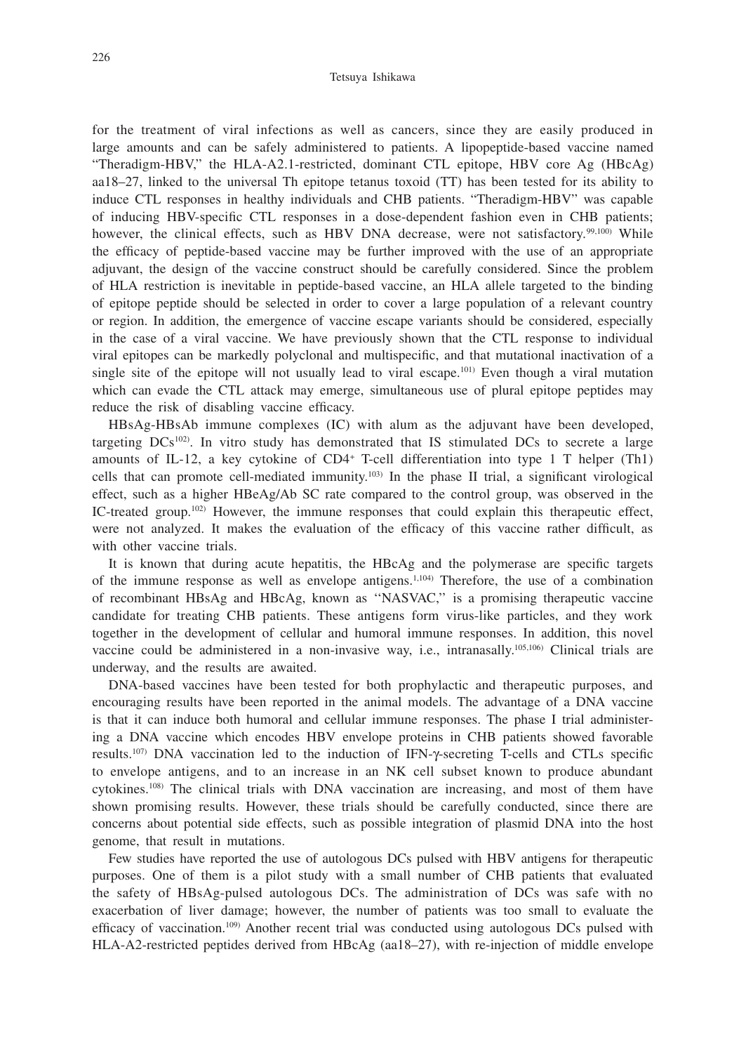for the treatment of viral infections as well as cancers, since they are easily produced in large amounts and can be safely administered to patients. A lipopeptide-based vaccine named "Theradigm-HBV," the HLA-A2.1-restricted, dominant CTL epitope, HBV core Ag (HBcAg) aa18–27, linked to the universal Th epitope tetanus toxoid (TT) has been tested for its ability to induce CTL responses in healthy individuals and CHB patients. "Theradigm-HBV" was capable of inducing HBV-specific CTL responses in a dose-dependent fashion even in CHB patients; however, the clinical effects, such as HBV DNA decrease, were not satisfactory.[99,100] While the efficacy of peptide-based vaccine may be further improved with the use of an appropriate adjuvant, the design of the vaccine construct should be carefully considered. Since the problem of HLA restriction is inevitable in peptide-based vaccine, an HLA allele targeted to the binding of epitope peptide should be selected in order to cover a large population of a relevant country or region. In addition, the emergence of vaccine escape variants should be considered, especially in the case of a viral vaccine. We have previously shown that the CTL response to individual viral epitopes can be markedly polyclonal and multispecific, and that mutational inactivation of a single site of the epitope will not usually lead to viral escape.[101] Even though a viral mutation which can evade the CTL attack may emerge, simultaneous use of plural epitope peptides may reduce the risk of disabling vaccine efficacy.

HBsAg-HBsAb immune complexes (IC) with alum as the adjuvant have been developed, targeting DCs[102]. In vitro study has demonstrated that IS stimulated DCs to secrete a large amounts of IL-12, a key cytokine of $CD4^{+}$ T-cell differentiation into type 1 T helper (Th1) cells that can promote cell-mediated immunity.[103] In the phase II trial, a significant virological effect, such as a higher HBeAg/Ab SC rate compared to the control group, was observed in the IC-treated group.[102] However, the immune responses that could explain this therapeutic effect, were not analyzed. It makes the evaluation of the efficacy of this vaccine rather difficult, as with other vaccine trials.

It is known that during acute hepatitis, the HBcAg and the polymerase are specific targets of the immune response as well as envelope antigens.[1,104] Therefore, the use of a combination of recombinant HBsAg and HBcAg, known as ''NASVAC,'' is a promising therapeutic vaccine candidate for treating CHB patients. These antigens form virus-like particles, and they work together in the development of cellular and humoral immune responses. In addition, this novel vaccine could be administered in a non-invasive way, i.e., intranasally.[105,106] Clinical trials are underway, and the results are awaited.

DNA-based vaccines have been tested for both prophylactic and therapeutic purposes, and encouraging results have been reported in the animal models. The advantage of a DNA vaccine is that it can induce both humoral and cellular immune responses. The phase I trial administering a DNA vaccine which encodes HBV envelope proteins in CHB patients showed favorable results.[107] DNA vaccination led to the induction of IFN-γ-secreting T-cells and CTLs specific to envelope antigens, and to an increase in an NK cell subset known to produce abundant cytokines.[108] The clinical trials with DNA vaccination are increasing, and most of them have shown promising results. However, these trials should be carefully conducted, since there are concerns about potential side effects, such as possible integration of plasmid DNA into the host genome, that result in mutations.

Few studies have reported the use of autologous DCs pulsed with HBV antigens for therapeutic purposes. One of them is a pilot study with a small number of CHB patients that evaluated the safety of HBsAg-pulsed autologous DCs. The administration of DCs was safe with no exacerbation of liver damage; however, the number of patients was too small to evaluate the efficacy of vaccination.[109] Another recent trial was conducted using autologous DCs pulsed with HLA-A2-restricted peptides derived from HBcAg (aa18–27), with re-injection of middle envelope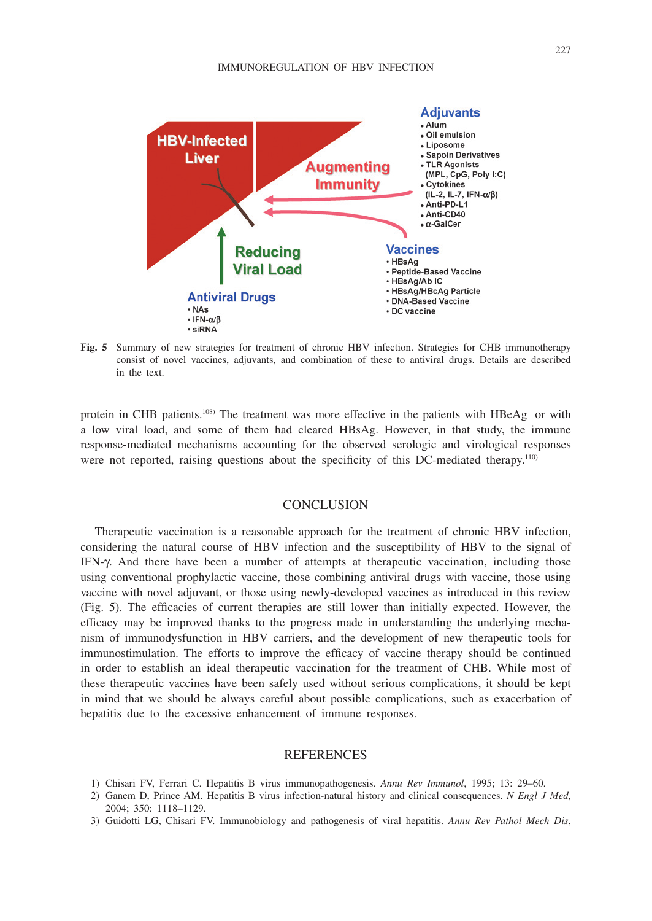**Fig. 5** Summary of new strategies for treatment of chronic HBV infection. Strategies for CHB immunotherapy consist of novel vaccines, adjuvants, and combination of these to antiviral drugs. Details are described in the text.

protein in CHB patients.[108] The treatment was more effective in the patients with HBeAg$^-$ or with a low viral load, and some of them had cleared HBsAg. However, in that study, the immune response-mediated mechanisms accounting for the observed serologic and virological responses were not reported, raising questions about the specificity of this DC-mediated therapy.[110]

## CONCLUSION

Therapeutic vaccination is a reasonable approach for the treatment of chronic HBV infection, considering the natural course of HBV infection and the susceptibility of HBV to the signal of IFN-γ. And there have been a number of attempts at therapeutic vaccination, including those using conventional prophylactic vaccine, those combining antiviral drugs with vaccine, those using vaccine with novel adjuvant, or those using newly-developed vaccines as introduced in this review (Fig. 5). The efficacies of current therapies are still lower than initially expected. However, the efficacy may be improved thanks to the progress made in understanding the underlying mechanism of immunodysfunction in HBV carriers, and the development of new therapeutic tools for immunostimulation. The efforts to improve the efficacy of vaccine therapy should be continued in order to establish an ideal therapeutic vaccination for the treatment of CHB. While most of these therapeutic vaccines have been safely used without serious complications, it should be kept in mind that we should be always careful about possible complications, such as exacerbation of hepatitis due to the excessive enhancement of immune responses.

## REFERENCES

1) Chisari FV, Ferrari C. Hepatitis B virus immunopathogenesis. *Annu Rev Immunol*, 1995; 13: 29–60.
2) Ganem D, Prince AM. Hepatitis B virus infection-natural history and clinical consequences. *N Engl J Med*, 2004; 350: 1118–1129.
3) Guidotti LG, Chisari FV. Immunobiology and pathogenesis of viral hepatitis. *Annu Rev Pathol Mech Dis*,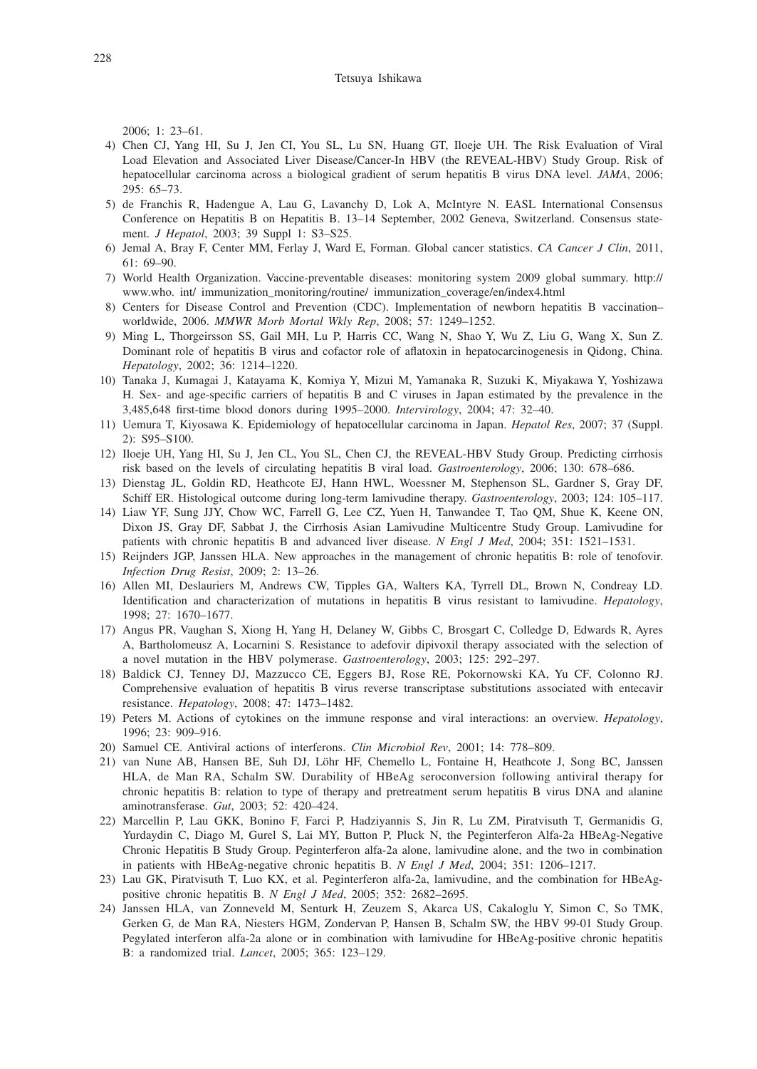2006; 1: 23–61.

4) Chen CJ, Yang HI, Su J, Jen CI, You SL, Lu SN, Huang GT, Iloeje UH. The Risk Evaluation of Viral Load Elevation and Associated Liver Disease/Cancer-In HBV (the REVEAL-HBV) Study Group. Risk of hepatocellular carcinoma across a biological gradient of serum hepatitis B virus DNA level. *JAMA*, 2006; 295: 65–73.
5) de Franchis R, Hadengue A, Lau G, Lavanchy D, Lok A, McIntyre N. EASL International Consensus Conference on Hepatitis B on Hepatitis B. 13–14 September, 2002 Geneva, Switzerland. Consensus statement. *J Hepatol*, 2003; 39 Suppl 1: S3–S25.
6) Jemal A, Bray F, Center MM, Ferlay J, Ward E, Forman. Global cancer statistics. *CA Cancer J Clin*, 2011, 61: 69–90.
7) World Health Organization. Vaccine-preventable diseases: monitoring system 2009 global summary. http:// www.who. int/ immunization_monitoring/routine/ immunization_coverage/en/index4.html
8) Centers for Disease Control and Prevention (CDC). Implementation of newborn hepatitis B vaccination–worldwide, 2006. *MMWR Morb Mortal Wkly Rep*, 2008; 57: 1249–1252.
9) Ming L, Thorgeirsson SS, Gail MH, Lu P, Harris CC, Wang N, Shao Y, Wu Z, Liu G, Wang X, Sun Z. Dominant role of hepatitis B virus and cofactor role of aflatoxin in hepatocarcinogenesis in Qidong, China. *Hepatology*, 2002; 36: 1214–1220.
10) Tanaka J, Kumagai J, Katayama K, Komiya Y, Mizui M, Yamanaka R, Suzuki K, Miyakawa Y, Yoshizawa H. Sex- and age-specific carriers of hepatitis B and C viruses in Japan estimated by the prevalence in the 3,485,648 first-time blood donors during 1995–2000. *Intervirology*, 2004; 47: 32–40.
11) Uemura T, Kiyosawa K. Epidemiology of hepatocellular carcinoma in Japan. *Hepatol Res*, 2007; 37 (Suppl. 2): S95–S100.
12) Iloeje UH, Yang HI, Su J, Jen CL, You SL, Chen CJ, the REVEAL-HBV Study Group. Predicting cirrhosis risk based on the levels of circulating hepatitis B viral load. *Gastroenterology*, 2006; 130: 678–686.
13) Dienstag JL, Goldin RD, Heathcote EJ, Hann HWL, Woessner M, Stephenson SL, Gardner S, Gray DF, Schiff ER. Histological outcome during long-term lamivudine therapy. *Gastroenterology*, 2003; 124: 105–117.
14) Liaw YF, Sung JJY, Chow WC, Farrell G, Lee CZ, Yuen H, Tanwandee T, Tao QM, Shue K, Keene ON, Dixon JS, Gray DF, Sabbat J, the Cirrhosis Asian Lamivudine Multicentre Study Group. Lamivudine for patients with chronic hepatitis B and advanced liver disease. *N Engl J Med*, 2004; 351: 1521–1531.
15) Reijnders JGP, Janssen HLA. New approaches in the management of chronic hepatitis B: role of tenofovir. *Infection Drug Resist*, 2009; 2: 13–26.
16) Allen MI, Deslauriers M, Andrews CW, Tipples GA, Walters KA, Tyrrell DL, Brown N, Condreay LD. Identification and characterization of mutations in hepatitis B virus resistant to lamivudine. *Hepatology*, 1998; 27: 1670–1677.
17) Angus PR, Vaughan S, Xiong H, Yang H, Delaney W, Gibbs C, Brosgart C, Colledge D, Edwards R, Ayres A, Bartholomeusz A, Locarnini S. Resistance to adefovir dipivoxil therapy associated with the selection of a novel mutation in the HBV polymerase. *Gastroenterology*, 2003; 125: 292–297.
18) Baldick CJ, Tenney DJ, Mazzucco CE, Eggers BJ, Rose RE, Pokornowski KA, Yu CF, Colonno RJ. Comprehensive evaluation of hepatitis B virus reverse transcriptase substitutions associated with entecavir resistance. *Hepatology*, 2008; 47: 1473–1482.
19) Peters M. Actions of cytokines on the immune response and viral interactions: an overview. *Hepatology*, 1996; 23: 909–916.
20) Samuel CE. Antiviral actions of interferons. *Clin Microbiol Rev*, 2001; 14: 778–809.
21) van Nune AB, Hansen BE, Suh DJ, Löhr HF, Chemello L, Fontaine H, Heathcote J, Song BC, Janssen HLA, de Man RA, Schalm SW. Durability of HBeAg seroconversion following antiviral therapy for chronic hepatitis B: relation to type of therapy and pretreatment serum hepatitis B virus DNA and alanine aminotransferase. *Gut*, 2003; 52: 420–424.
22) Marcellin P, Lau GKK, Bonino F, Farci P, Hadziyannis S, Jin R, Lu ZM, Piratvisuth T, Germanidis G, Yurdaydin C, Diago M, Gurel S, Lai MY, Button P, Pluck N, the Peginterferon Alfa-2a HBeAg-Negative Chronic Hepatitis B Study Group. Peginterferon alfa-2a alone, lamivudine alone, and the two in combination in patients with HBeAg-negative chronic hepatitis B. *N Engl J Med*, 2004; 351: 1206–1217.
23) Lau GK, Piratvisuth T, Luo KX, et al. Peginterferon alfa-2a, lamivudine, and the combination for HBeAg-positive chronic hepatitis B. *N Engl J Med*, 2005; 352: 2682–2695.
24) Janssen HLA, van Zonneveld M, Senturk H, Zeuzem S, Akarca US, Cakaloglu Y, Simon C, So TMK, Gerken G, de Man RA, Niesters HGM, Zondervan P, Hansen B, Schalm SW, the HBV 99-01 Study Group. Pegylated interferon alfa-2a alone or in combination with lamivudine for HBeAg-positive chronic hepatitis B: a randomized trial. *Lancet*, 2005; 365: 123–129.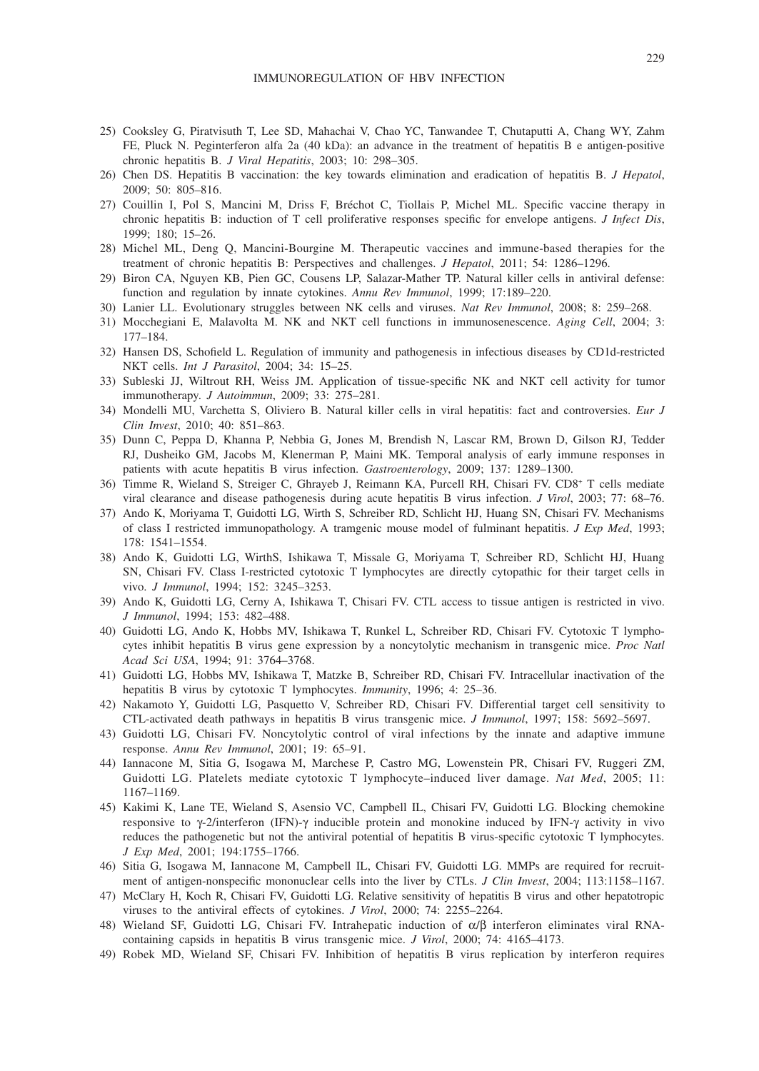25) Cooksley G, Piratvisuth T, Lee SD, Mahachai V, Chao YC, Tanwandee T, Chutaputti A, Chang WY, Zahm FE, Pluck N. Peginterferon alfa 2a (40 kDa): an advance in the treatment of hepatitis B e antigen-positive chronic hepatitis B. *J Viral Hepatitis*, 2003; 10: 298–305.
26) Chen DS. Hepatitis B vaccination: the key towards elimination and eradication of hepatitis B. *J Hepatol*, 2009; 50: 805–816.
27) Couillin I, Pol S, Mancini M, Driss F, Bréchot C, Tiollais P, Michel ML. Specific vaccine therapy in chronic hepatitis B: induction of T cell proliferative responses specific for envelope antigens. *J Infect Dis*, 1999; 180; 15–26.
28) Michel ML, Deng Q, Mancini-Bourgine M. Therapeutic vaccines and immune-based therapies for the treatment of chronic hepatitis B: Perspectives and challenges. *J Hepatol*, 2011; 54: 1286–1296.
29) Biron CA, Nguyen KB, Pien GC, Cousens LP, Salazar-Mather TP. Natural killer cells in antiviral defense: function and regulation by innate cytokines. *Annu Rev Immunol*, 1999; 17:189–220.
30) Lanier LL. Evolutionary struggles between NK cells and viruses. *Nat Rev Immunol*, 2008; 8: 259–268.
31) Mocchegiani E, Malavolta M. NK and NKT cell functions in immunosenescence. *Aging Cell*, 2004; 3: 177–184.
32) Hansen DS, Schofield L. Regulation of immunity and pathogenesis in infectious diseases by CD1d-restricted NKT cells. *Int J Parasitol*, 2004; 34: 15–25.
33) Subleski JJ, Wiltrout RH, Weiss JM. Application of tissue-specific NK and NKT cell activity for tumor immunotherapy. *J Autoimmun*, 2009; 33: 275–281.
34) Mondelli MU, Varchetta S, Oliviero B. Natural killer cells in viral hepatitis: fact and controversies. *Eur J Clin Invest*, 2010; 40: 851–863.
35) Dunn C, Peppa D, Khanna P, Nebbia G, Jones M, Brendish N, Lascar RM, Brown D, Gilson RJ, Tedder RJ, Dusheiko GM, Jacobs M, Klenerman P, Maini MK. Temporal analysis of early immune responses in patients with acute hepatitis B virus infection. *Gastroenterology*, 2009; 137: 1289–1300.
36) Timme R, Wieland S, Streiger C, Ghrayeb J, Reimann KA, Purcell RH, Chisari FV. CD8+ T cells mediate viral clearance and disease pathogenesis during acute hepatitis B virus infection. *J Virol*, 2003; 77: 68–76.
37) Ando K, Moriyama T, Guidotti LG, Wirth S, Schreiber RD, Schlicht HJ, Huang SN, Chisari FV. Mechanisms of class I restricted immunopathology. A tramgenic mouse model of fulminant hepatitis. *J Exp Med*, 1993; 178: 1541–1554.
38) Ando K, Guidotti LG, WirthS, Ishikawa T, Missale G, Moriyama T, Schreiber RD, Schlicht HJ, Huang SN, Chisari FV. Class I-restricted cytotoxic T lymphocytes are directly cytopathic for their target cells in vivo. *J Immunol*, 1994; 152: 3245–3253.
39) Ando K, Guidotti LG, Cerny A, Ishikawa T, Chisari FV. CTL access to tissue antigen is restricted in vivo. *J Immunol*, 1994; 153: 482–488.
40) Guidotti LG, Ando K, Hobbs MV, Ishikawa T, Runkel L, Schreiber RD, Chisari FV. Cytotoxic T lymphocytes inhibit hepatitis B virus gene expression by a noncytolytic mechanism in transgenic mice. *Proc Natl Acad Sci USA*, 1994; 91: 3764–3768.
41) Guidotti LG, Hobbs MV, Ishikawa T, Matzke B, Schreiber RD, Chisari FV. Intracellular inactivation of the hepatitis B virus by cytotoxic T lymphocytes. *Immunity*, 1996; 4: 25–36.
42) Nakamoto Y, Guidotti LG, Pasquetto V, Schreiber RD, Chisari FV. Differential target cell sensitivity to CTL-activated death pathways in hepatitis B virus transgenic mice. *J Immunol*, 1997; 158: 5692–5697.
43) Guidotti LG, Chisari FV. Noncytolytic control of viral infections by the innate and adaptive immune response. *Annu Rev Immunol*, 2001; 19: 65–91.
44) Iannacone M, Sitia G, Isogawa M, Marchese P, Castro MG, Lowenstein PR, Chisari FV, Ruggeri ZM, Guidotti LG. Platelets mediate cytotoxic T lymphocyte–induced liver damage. *Nat Med*, 2005; 11: 1167–1169.
45) Kakimi K, Lane TE, Wieland S, Asensio VC, Campbell IL, Chisari FV, Guidotti LG. Blocking chemokine responsive to γ-2/interferon (IFN)-γ inducible protein and monokine induced by IFN-γ activity in vivo reduces the pathogenetic but not the antiviral potential of hepatitis B virus-specific cytotoxic T lymphocytes. *J Exp Med*, 2001; 194:1755–1766.
46) Sitia G, Isogawa M, Iannacone M, Campbell IL, Chisari FV, Guidotti LG. MMPs are required for recruitment of antigen-nonspecific mononuclear cells into the liver by CTLs. *J Clin Invest*, 2004; 113:1158–1167.
47) McClary H, Koch R, Chisari FV, Guidotti LG. Relative sensitivity of hepatitis B virus and other hepatotropic viruses to the antiviral effects of cytokines. *J Virol*, 2000; 74: 2255–2264.
48) Wieland SF, Guidotti LG, Chisari FV. Intrahepatic induction of α/β interferon eliminates viral RNA-containing capsids in hepatitis B virus transgenic mice. *J Virol*, 2000; 74: 4165–4173.
49) Robek MD, Wieland SF, Chisari FV. Inhibition of hepatitis B virus replication by interferon requires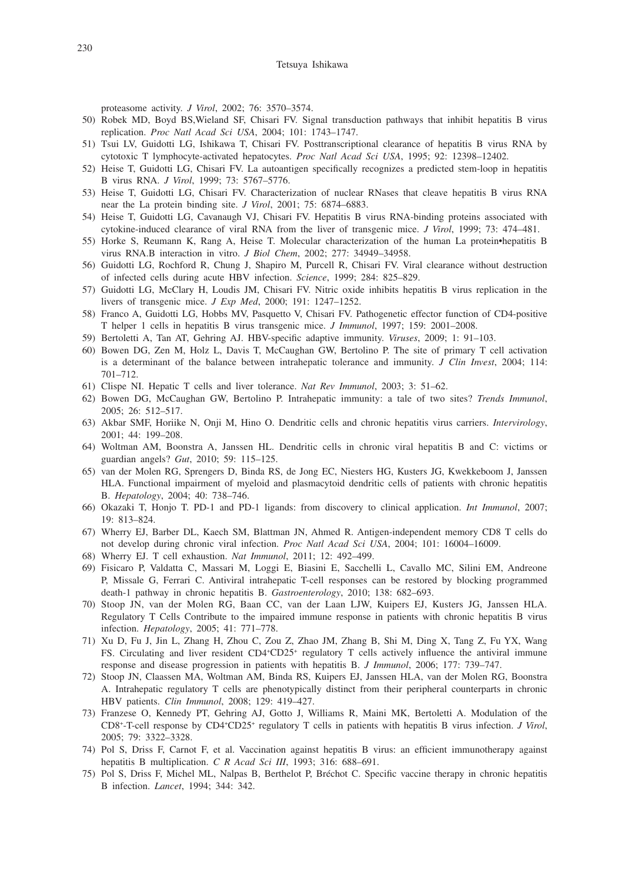proteasome activity. *J Virol*, 2002; 76: 3570–3574.

50) Robek MD, Boyd BS,Wieland SF, Chisari FV. Signal transduction pathways that inhibit hepatitis B virus replication. *Proc Natl Acad Sci USA*, 2004; 101: 1743–1747.
51) Tsui LV, Guidotti LG, Ishikawa T, Chisari FV. Posttranscriptional clearance of hepatitis B virus RNA by cytotoxic T lymphocyte-activated hepatocytes. *Proc Natl Acad Sci USA*, 1995; 92: 12398–12402.
52) Heise T, Guidotti LG, Chisari FV. La autoantigen specifically recognizes a predicted stem-loop in hepatitis B virus RNA. *J Virol*, 1999; 73: 5767–5776.
53) Heise T, Guidotti LG, Chisari FV. Characterization of nuclear RNases that cleave hepatitis B virus RNA near the La protein binding site. *J Virol*, 2001; 75: 6874–6883.
54) Heise T, Guidotti LG, Cavanaugh VJ, Chisari FV. Hepatitis B virus RNA-binding proteins associated with cytokine-induced clearance of viral RNA from the liver of transgenic mice. *J Virol*, 1999; 73: 474–481.
55) Horke S, Reumann K, Rang A, Heise T. Molecular characterization of the human La protein•hepatitis B virus RNA.B interaction in vitro. *J Biol Chem*, 2002; 277: 34949–34958.
56) Guidotti LG, Rochford R, Chung J, Shapiro M, Purcell R, Chisari FV. Viral clearance without destruction of infected cells during acute HBV infection. *Science*, 1999; 284: 825–829.
57) Guidotti LG, McClary H, Loudis JM, Chisari FV. Nitric oxide inhibits hepatitis B virus replication in the livers of transgenic mice. *J Exp Med*, 2000; 191: 1247–1252.
58) Franco A, Guidotti LG, Hobbs MV, Pasquetto V, Chisari FV. Pathogenetic effector function of CD4-positive T helper 1 cells in hepatitis B virus transgenic mice. *J Immunol*, 1997; 159: 2001–2008.
59) Bertoletti A, Tan AT, Gehring AJ. HBV-specific adaptive immunity. *Viruses*, 2009; 1: 91–103.
60) Bowen DG, Zen M, Holz L, Davis T, McCaughan GW, Bertolino P. The site of primary T cell activation is a determinant of the balance between intrahepatic tolerance and immunity. *J Clin Invest*, 2004; 114: 701–712.
61) Clispe NI. Hepatic T cells and liver tolerance. *Nat Rev Immunol*, 2003; 3: 51–62.
62) Bowen DG, McCaughan GW, Bertolino P. Intrahepatic immunity: a tale of two sites? *Trends Immunol*, 2005; 26: 512–517.
63) Akbar SMF, Horiike N, Onji M, Hino O. Dendritic cells and chronic hepatitis virus carriers. *Intervirology*, 2001; 44: 199–208.
64) Woltman AM, Boonstra A, Janssen HL. Dendritic cells in chronic viral hepatitis B and C: victims or guardian angels? *Gut*, 2010; 59: 115–125.
65) van der Molen RG, Sprengers D, Binda RS, de Jong EC, Niesters HG, Kusters JG, Kwekkeboom J, Janssen HLA. Functional impairment of myeloid and plasmacytoid dendritic cells of patients with chronic hepatitis B. *Hepatology*, 2004; 40: 738–746.
66) Okazaki T, Honjo T. PD-1 and PD-1 ligands: from discovery to clinical application. *Int Immunol*, 2007; 19: 813–824.
67) Wherry EJ, Barber DL, Kaech SM, Blattman JN, Ahmed R. Antigen-independent memory CD8 T cells do not develop during chronic viral infection. *Proc Natl Acad Sci USA*, 2004; 101: 16004–16009.
68) Wherry EJ. T cell exhaustion. *Nat Immunol*, 2011; 12: 492–499.
69) Fisicaro P, Valdatta C, Massari M, Loggi E, Biasini E, Sacchelli L, Cavallo MC, Silini EM, Andreone P, Missale G, Ferrari C. Antiviral intrahepatic T-cell responses can be restored by blocking programmed death-1 pathway in chronic hepatitis B. *Gastroenterology*, 2010; 138: 682–693.
70) Stoop JN, van der Molen RG, Baan CC, van der Laan LJW, Kuipers EJ, Kusters JG, Janssen HLA. Regulatory T Cells Contribute to the impaired immune response in patients with chronic hepatitis B virus infection. *Hepatology*, 2005; 41: 771–778.
71) Xu D, Fu J, Jin L, Zhang H, Zhou C, Zou Z, Zhao JM, Zhang B, Shi M, Ding X, Tang Z, Fu YX, Wang FS. Circulating and liver resident $CD4^+CD25^+$ regulatory T cells actively influence the antiviral immune response and disease progression in patients with hepatitis B. *J Immunol*, 2006; 177: 739–747.
72) Stoop JN, Claassen MA, Woltman AM, Binda RS, Kuipers EJ, Janssen HLA, van der Molen RG, Boonstra A. Intrahepatic regulatory T cells are phenotypically distinct from their peripheral counterparts in chronic HBV patients. *Clin Immunol*, 2008; 129: 419–427.
73) Franzese O, Kennedy PT, Gehring AJ, Gotto J, Williams R, Maini MK, Bertoletti A. Modulation of the $CD8^+$-T-cell response by $CD4^+CD25^+$ regulatory T cells in patients with hepatitis B virus infection. *J Virol*, 2005; 79: 3322–3328.
74) Pol S, Driss F, Carnot F, et al. Vaccination against hepatitis B virus: an efficient immunotherapy against hepatitis B multiplication. *C R Acad Sci III*, 1993; 316: 688–691.
75) Pol S, Driss F, Michel ML, Nalpas B, Berthelot P, Bréchot C. Specific vaccine therapy in chronic hepatitis B infection. *Lancet*, 1994; 344: 342.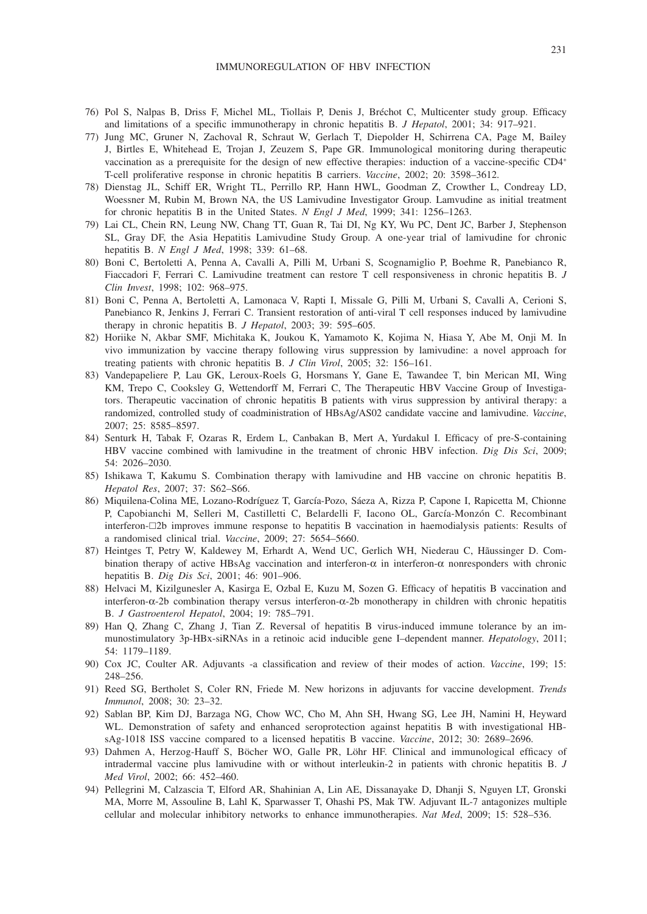76) Pol S, Nalpas B, Driss F, Michel ML, Tiollais P, Denis J, Bréchot C, Multicenter study group. Efficacy and limitations of a specific immunotherapy in chronic hepatitis B. *J Hepatol*, 2001; 34: 917–921.
77) Jung MC, Gruner N, Zachoval R, Schraut W, Gerlach T, Diepolder H, Schirrena CA, Page M, Bailey J, Birtles E, Whitehead E, Trojan J, Zeuzem S, Pape GR. Immunological monitoring during therapeutic vaccination as a prerequisite for the design of new effective therapies: induction of a vaccine-specific CD4+ T-cell proliferative response in chronic hepatitis B carriers. *Vaccine*, 2002; 20: 3598–3612.
78) Dienstag JL, Schiff ER, Wright TL, Perrillo RP, Hann HWL, Goodman Z, Crowther L, Condreay LD, Woessner M, Rubin M, Brown NA, the US Lamivudine Investigator Group. Lamvudine as initial treatment for chronic hepatitis B in the United States. *N Engl J Med*, 1999; 341: 1256–1263.
79) Lai CL, Chein RN, Leung NW, Chang TT, Guan R, Tai DI, Ng KY, Wu PC, Dent JC, Barber J, Stephenson SL, Gray DF, the Asia Hepatitis Lamivudine Study Group. A one-year trial of lamivudine for chronic hepatitis B. *N Engl J Med*, 1998; 339: 61–68.
80) Boni C, Bertoletti A, Penna A, Cavalli A, Pilli M, Urbani S, Scognamiglio P, Boehme R, Panebianco R, Fiaccadori F, Ferrari C. Lamivudine treatment can restore T cell responsiveness in chronic hepatitis B. *J Clin Invest*, 1998; 102: 968–975.
81) Boni C, Penna A, Bertoletti A, Lamonaca V, Rapti I, Missale G, Pilli M, Urbani S, Cavalli A, Cerioni S, Panebianco R, Jenkins J, Ferrari C. Transient restoration of anti-viral T cell responses induced by lamivudine therapy in chronic hepatitis B. *J Hepatol*, 2003; 39: 595–605.
82) Horiike N, Akbar SMF, Michitaka K, Joukou K, Yamamoto K, Kojima N, Hiasa Y, Abe M, Onji M. In vivo immunization by vaccine therapy following virus suppression by lamivudine: a novel approach for treating patients with chronic hepatitis B. *J Clin Virol*, 2005; 32: 156–161.
83) Vandepapeliere P, Lau GK, Leroux-Roels G, Horsmans Y, Gane E, Tawandee T, bin Merican MI, Wing KM, Trepo C, Cooksley G, Wettendorff M, Ferrari C, The Therapeutic HBV Vaccine Group of Investigators. Therapeutic vaccination of chronic hepatitis B patients with virus suppression by antiviral therapy: a randomized, controlled study of coadministration of HBsAg/AS02 candidate vaccine and lamivudine. *Vaccine*, 2007; 25: 8585–8597.
84) Senturk H, Tabak F, Ozaras R, Erdem L, Canbakan B, Mert A, Yurdakul I. Efficacy of pre-S-containing HBV vaccine combined with lamivudine in the treatment of chronic HBV infection. *Dig Dis Sci*, 2009; 54: 2026–2030.
85) Ishikawa T, Kakumu S. Combination therapy with lamivudine and HB vaccine on chronic hepatitis B. *Hepatol Res*, 2007; 37: S62–S66.
86) Miquilena-Colina ME, Lozano-Rodríguez T, García-Pozo, Sáeza A, Rizza P, Capone I, Rapicetta M, Chionne P, Capobianchi M, Selleri M, Castilletti C, Belardelli F, Iacono OL, García-Monzón C. Recombinant interferon-□2b improves immune response to hepatitis B vaccination in haemodialysis patients: Results of a randomised clinical trial. *Vaccine*, 2009; 27: 5654–5660.
87) Heintges T, Petry W, Kaldewey M, Erhardt A, Wend UC, Gerlich WH, Niederau C, Hãussinger D. Combination therapy of active HBsAg vaccination and interferon-α in interferon-α nonresponders with chronic hepatitis B. *Dig Dis Sci*, 2001; 46: 901–906.
88) Helvaci M, Kizilgunesler A, Kasirga E, Ozbal E, Kuzu M, Sozen G. Efficacy of hepatitis B vaccination and interferon-α-2b combination therapy versus interferon-α-2b monotherapy in children with chronic hepatitis B. *J Gastroenterol Hepatol*, 2004; 19: 785–791.
89) Han Q, Zhang C, Zhang J, Tian Z. Reversal of hepatitis B virus-induced immune tolerance by an immunostimulatory 3p-HBx-siRNAs in a retinoic acid inducible gene I–dependent manner. *Hepatology*, 2011; 54: 1179–1189.
90) Cox JC, Coulter AR. Adjuvants -a classification and review of their modes of action. *Vaccine*, 199; 15: 248–256.
91) Reed SG, Bertholet S, Coler RN, Friede M. New horizons in adjuvants for vaccine development. *Trends Immunol*, 2008; 30: 23–32.
92) Sablan BP, Kim DJ, Barzaga NG, Chow WC, Cho M, Ahn SH, Hwang SG, Lee JH, Namini H, Heyward WL. Demonstration of safety and enhanced seroprotection against hepatitis B with investigational HBsAg-1018 ISS vaccine compared to a licensed hepatitis B vaccine. *Vaccine*, 2012; 30: 2689–2696.
93) Dahmen A, Herzog-Hauff S, Böcher WO, Galle PR, Löhr HF. Clinical and immunological efficacy of intradermal vaccine plus lamivudine with or without interleukin-2 in patients with chronic hepatitis B. *J Med Virol*, 2002; 66: 452–460.
94) Pellegrini M, Calzascia T, Elford AR, Shahinian A, Lin AE, Dissanayake D, Dhanji S, Nguyen LT, Gronski MA, Morre M, Assouline B, Lahl K, Sparwasser T, Ohashi PS, Mak TW. Adjuvant IL-7 antagonizes multiple cellular and molecular inhibitory networks to enhance immunotherapies. *Nat Med*, 2009; 15: 528–536.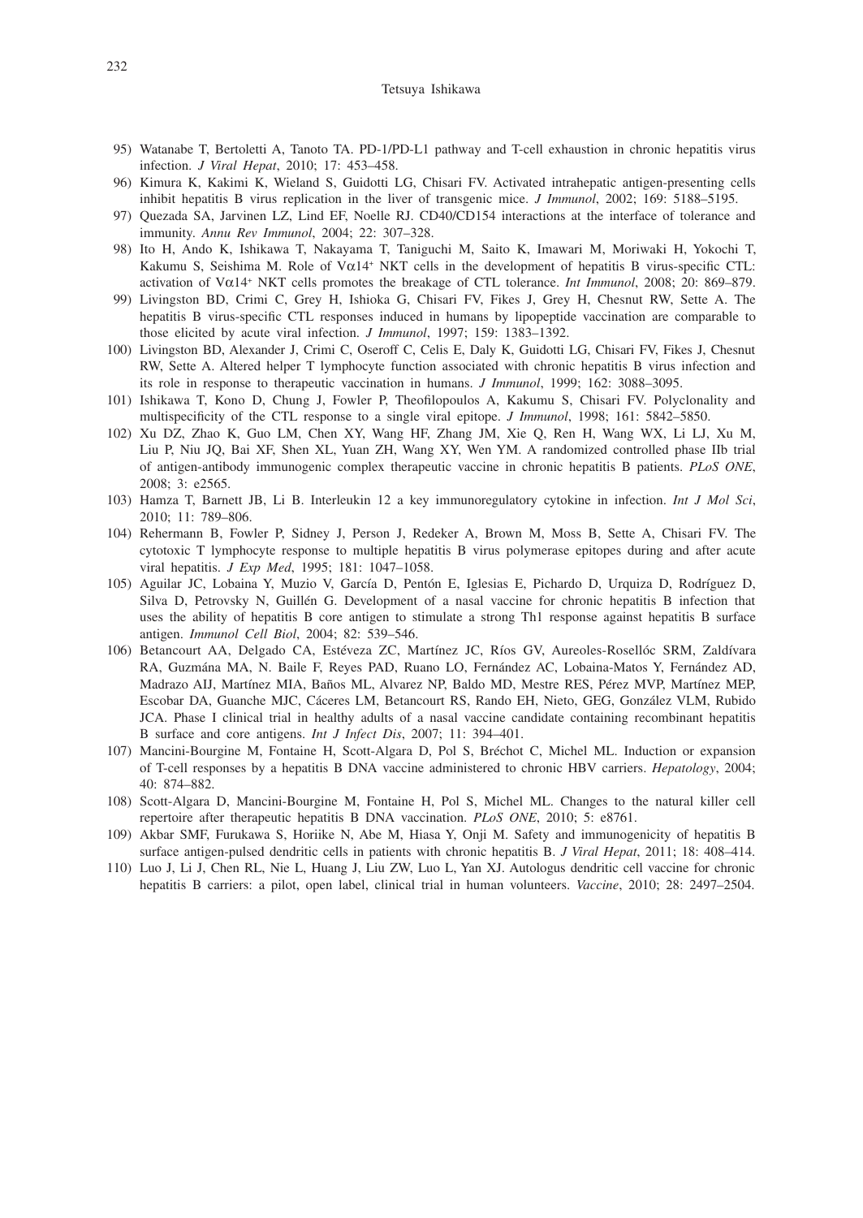95) Watanabe T, Bertoletti A, Tanoto TA. PD-1/PD-L1 pathway and T-cell exhaustion in chronic hepatitis virus infection. *J Viral Hepat*, 2010; 17: 453–458.

96) Kimura K, Kakimi K, Wieland S, Guidotti LG, Chisari FV. Activated intrahepatic antigen-presenting cells inhibit hepatitis B virus replication in the liver of transgenic mice. *J Immunol*, 2002; 169: 5188–5195.

97) Quezada SA, Jarvinen LZ, Lind EF, Noelle RJ. CD40/CD154 interactions at the interface of tolerance and immunity. *Annu Rev Immunol*, 2004; 22: 307–328.

98) Ito H, Ando K, Ishikawa T, Nakayama T, Taniguchi M, Saito K, Imawari M, Moriwaki H, Yokochi T, Kakumu S, Seishima M. Role of Vα14[+] NKT cells in the development of hepatitis B virus-specific CTL: activation of Vα14[+] NKT cells promotes the breakage of CTL tolerance. *Int Immunol*, 2008; 20: 869–879.

99) Livingston BD, Crimi C, Grey H, Ishioka G, Chisari FV, Fikes J, Grey H, Chesnut RW, Sette A. The hepatitis B virus-specific CTL responses induced in humans by lipopeptide vaccination are comparable to those elicited by acute viral infection. *J Immunol*, 1997; 159: 1383–1392.

100) Livingston BD, Alexander J, Crimi C, Oseroff C, Celis E, Daly K, Guidotti LG, Chisari FV, Fikes J, Chesnut RW, Sette A. Altered helper T lymphocyte function associated with chronic hepatitis B virus infection and its role in response to therapeutic vaccination in humans. *J Immunol*, 1999; 162: 3088–3095.

101) Ishikawa T, Kono D, Chung J, Fowler P, Theofilopoulos A, Kakumu S, Chisari FV. Polyclonality and multispecificity of the CTL response to a single viral epitope. *J Immunol*, 1998; 161: 5842–5850.

102) Xu DZ, Zhao K, Guo LM, Chen XY, Wang HF, Zhang JM, Xie Q, Ren H, Wang WX, Li LJ, Xu M, Liu P, Niu JQ, Bai XF, Shen XL, Yuan ZH, Wang XY, Wen YM. A randomized controlled phase IIb trial of antigen-antibody immunogenic complex therapeutic vaccine in chronic hepatitis B patients. *PLoS ONE*, 2008; 3: e2565.

103) Hamza T, Barnett JB, Li B. Interleukin 12 a key immunoregulatory cytokine in infection. *Int J Mol Sci*, 2010; 11: 789–806.

104) Rehermann B, Fowler P, Sidney J, Person J, Redeker A, Brown M, Moss B, Sette A, Chisari FV. The cytotoxic T lymphocyte response to multiple hepatitis B virus polymerase epitopes during and after acute viral hepatitis. *J Exp Med*, 1995; 181: 1047–1058.

105) Aguilar JC, Lobaina Y, Muzio V, García D, Pentón E, Iglesias E, Pichardo D, Urquiza D, Rodríguez D, Silva D, Petrovsky N, Guillén G. Development of a nasal vaccine for chronic hepatitis B infection that uses the ability of hepatitis B core antigen to stimulate a strong Th1 response against hepatitis B surface antigen. *Immunol Cell Biol*, 2004; 82: 539–546.

106) Betancourt AA, Delgado CA, Estéveza ZC, Martínez JC, Ríos GV, Aureoles-Rosellóc SRM, Zaldívara RA, Guzmána MA, N. Baile F, Reyes PAD, Ruano LO, Fernández AC, Lobaina-Matos Y, Fernández AD, Madrazo AIJ, Martínez MIA, Baños ML, Alvarez NP, Baldo MD, Mestre RES, Pérez MVP, Martínez MEP, Escobar DA, Guanche MJC, Cáceres LM, Betancourt RS, Rando EH, Nieto, GEG, González VLM, Rubido JCA. Phase I clinical trial in healthy adults of a nasal vaccine candidate containing recombinant hepatitis B surface and core antigens. *Int J Infect Dis*, 2007; 11: 394–401.

107) Mancini-Bourgine M, Fontaine H, Scott-Algara D, Pol S, Bréchot C, Michel ML. Induction or expansion of T-cell responses by a hepatitis B DNA vaccine administered to chronic HBV carriers. *Hepatology*, 2004; 40: 874–882.

108) Scott-Algara D, Mancini-Bourgine M, Fontaine H, Pol S, Michel ML. Changes to the natural killer cell repertoire after therapeutic hepatitis B DNA vaccination. *PLoS ONE*, 2010; 5: e8761.

109) Akbar SMF, Furukawa S, Horiike N, Abe M, Hiasa Y, Onji M. Safety and immunogenicity of hepatitis B surface antigen-pulsed dendritic cells in patients with chronic hepatitis B. *J Viral Hepat*, 2011; 18: 408–414.

110) Luo J, Li J, Chen RL, Nie L, Huang J, Liu ZW, Luo L, Yan XJ. Autologus dendritic cell vaccine for chronic hepatitis B carriers: a pilot, open label, clinical trial in human volunteers. *Vaccine*, 2010; 28: 2497–2504.